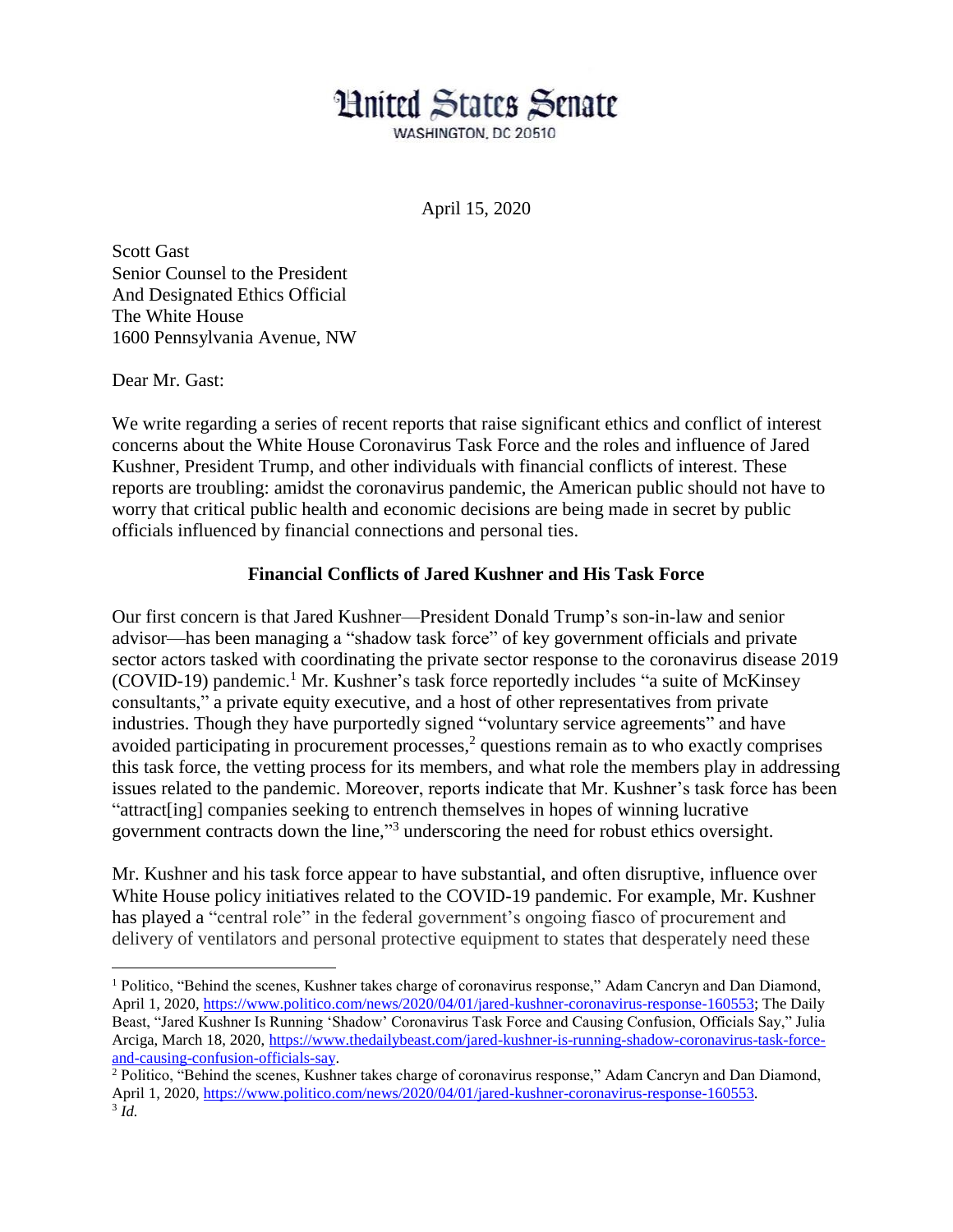# United States Senate

WASHINGTON, DC 20510

April 15, 2020

Scott Gast
Senior Counsel to the President
And Designated Ethics Official
The White House
1600 Pennsylvania Avenue, NW

Dear Mr. Gast:

We write regarding a series of recent reports that raise significant ethics and conflict of interest concerns about the White House Coronavirus Task Force and the roles and influence of Jared Kushner, President Trump, and other individuals with financial conflicts of interest. These reports are troubling: amidst the coronavirus pandemic, the American public should not have to worry that critical public health and economic decisions are being made in secret by public officials influenced by financial connections and personal ties.

**Financial Conflicts of Jared Kushner and His Task Force**

Our first concern is that Jared Kushner—President Donald Trump's son-in-law and senior advisor—has been managing a "shadow task force" of key government officials and private sector actors tasked with coordinating the private sector response to the coronavirus disease 2019 (COVID-19) pandemic.[1] Mr. Kushner's task force reportedly includes "a suite of McKinsey consultants," a private equity executive, and a host of other representatives from private industries. Though they have purportedly signed "voluntary service agreements" and have avoided participating in procurement processes,[2] questions remain as to who exactly comprises this task force, the vetting process for its members, and what role the members play in addressing issues related to the pandemic. Moreover, reports indicate that Mr. Kushner's task force has been "attract[ing] companies seeking to entrench themselves in hopes of winning lucrative government contracts down the line,"[3] underscoring the need for robust ethics oversight.

Mr. Kushner and his task force appear to have substantial, and often disruptive, influence over White House policy initiatives related to the COVID-19 pandemic. For example, Mr. Kushner has played a "central role" in the federal government's ongoing fiasco of procurement and delivery of ventilators and personal protective equipment to states that desperately need these

---

[1] Politico, "Behind the scenes, Kushner takes charge of coronavirus response," Adam Cancryn and Dan Diamond, April 1, 2020, https://www.politico.com/news/2020/04/01/jared-kushner-coronavirus-response-160553; The Daily Beast, "Jared Kushner Is Running 'Shadow' Coronavirus Task Force and Causing Confusion, Officials Say," Julia Arciga, March 18, 2020, https://www.thedailybeast.com/jared-kushner-is-running-shadow-coronavirus-task-force-and-causing-confusion-officials-say.

[2] Politico, "Behind the scenes, Kushner takes charge of coronavirus response," Adam Cancryn and Dan Diamond, April 1, 2020, https://www.politico.com/news/2020/04/01/jared-kushner-coronavirus-response-160553.

[3] *Id.*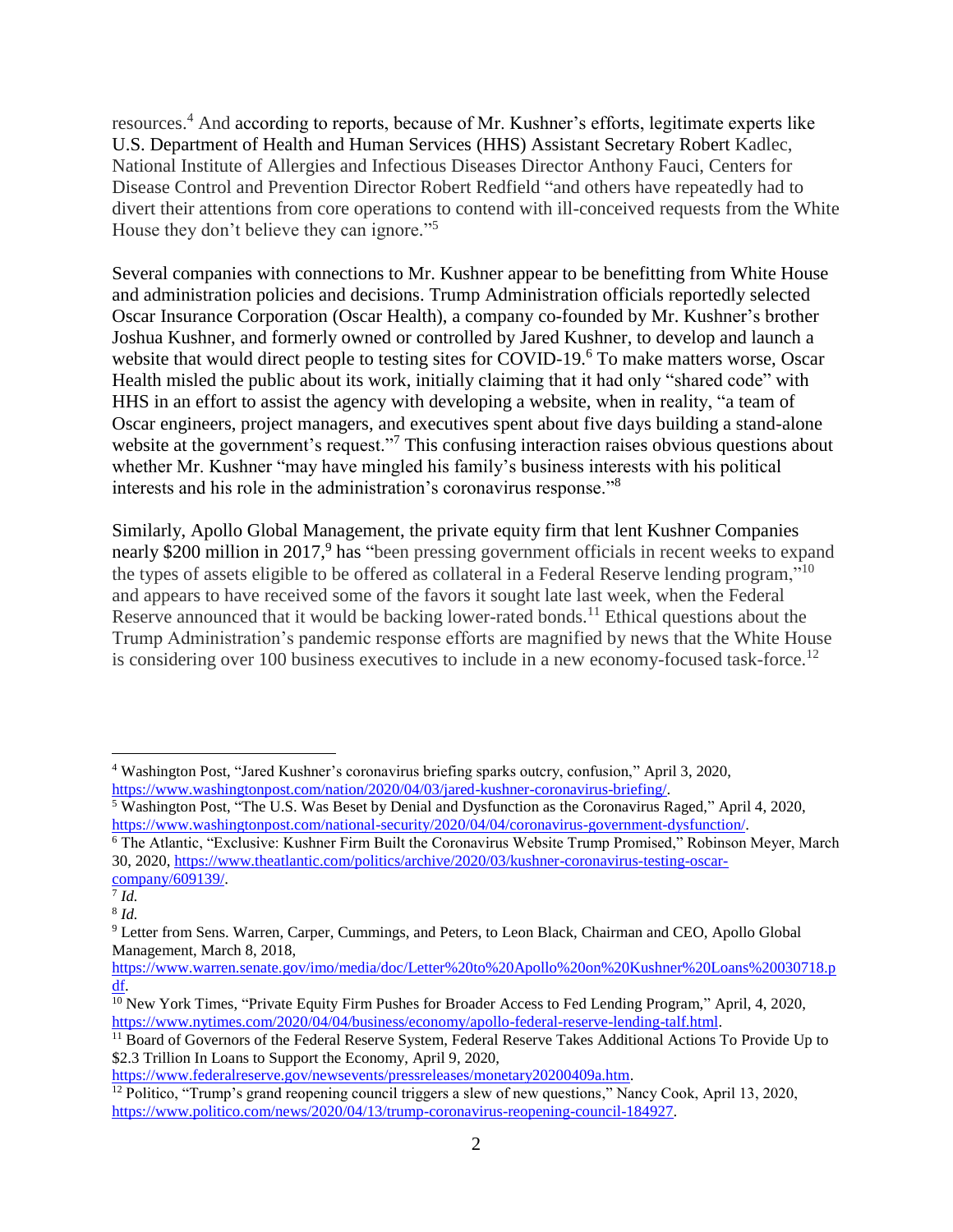resources.[4] And according to reports, because of Mr. Kushner's efforts, legitimate experts like U.S. Department of Health and Human Services (HHS) Assistant Secretary Robert Kadlec, National Institute of Allergies and Infectious Diseases Director Anthony Fauci, Centers for Disease Control and Prevention Director Robert Redfield "and others have repeatedly had to divert their attentions from core operations to contend with ill-conceived requests from the White House they don't believe they can ignore."[5]

Several companies with connections to Mr. Kushner appear to be benefitting from White House and administration policies and decisions. Trump Administration officials reportedly selected Oscar Insurance Corporation (Oscar Health), a company co-founded by Mr. Kushner's brother Joshua Kushner, and formerly owned or controlled by Jared Kushner, to develop and launch a website that would direct people to testing sites for COVID-19.[6] To make matters worse, Oscar Health misled the public about its work, initially claiming that it had only "shared code" with HHS in an effort to assist the agency with developing a website, when in reality, "a team of Oscar engineers, project managers, and executives spent about five days building a stand-alone website at the government's request."[7] This confusing interaction raises obvious questions about whether Mr. Kushner "may have mingled his family's business interests with his political interests and his role in the administration's coronavirus response."[8]

Similarly, Apollo Global Management, the private equity firm that lent Kushner Companies nearly $200 million in 2017,[9] has "been pressing government officials in recent weeks to expand the types of assets eligible to be offered as collateral in a Federal Reserve lending program,"[10] and appears to have received some of the favors it sought late last week, when the Federal Reserve announced that it would be backing lower-rated bonds.[11] Ethical questions about the Trump Administration's pandemic response efforts are magnified by news that the White House is considering over 100 business executives to include in a new economy-focused task-force.[12]

---

[4] Washington Post, "Jared Kushner's coronavirus briefing sparks outcry, confusion," April 3, 2020, https://www.washingtonpost.com/nation/2020/04/03/jared-kushner-coronavirus-briefing/.

[5] Washington Post, "The U.S. Was Beset by Denial and Dysfunction as the Coronavirus Raged," April 4, 2020, https://www.washingtonpost.com/national-security/2020/04/04/coronavirus-government-dysfunction/.

[6] The Atlantic, "Exclusive: Kushner Firm Built the Coronavirus Website Trump Promised," Robinson Meyer, March 30, 2020, https://www.theatlantic.com/politics/archive/2020/03/kushner-coronavirus-testing-oscar-company/609139/.

[7] *Id.*

[8] *Id.*

[9] Letter from Sens. Warren, Carper, Cummings, and Peters, to Leon Black, Chairman and CEO, Apollo Global Management, March 8, 2018, https://www.warren.senate.gov/imo/media/doc/Letter%20to%20Apollo%20on%20Kushner%20Loans%20030718.pdf.

[10] New York Times, "Private Equity Firm Pushes for Broader Access to Fed Lending Program," April, 4, 2020, https://www.nytimes.com/2020/04/04/business/economy/apollo-federal-reserve-lending-talf.html.

[11] Board of Governors of the Federal Reserve System, Federal Reserve Takes Additional Actions To Provide Up to $2.3 Trillion In Loans to Support the Economy, April 9, 2020, https://www.federalreserve.gov/newsevents/pressreleases/monetary20200409a.htm.

[12] Politico, "Trump's grand reopening council triggers a slew of new questions," Nancy Cook, April 13, 2020, https://www.politico.com/news/2020/04/13/trump-coronavirus-reopening-council-184927.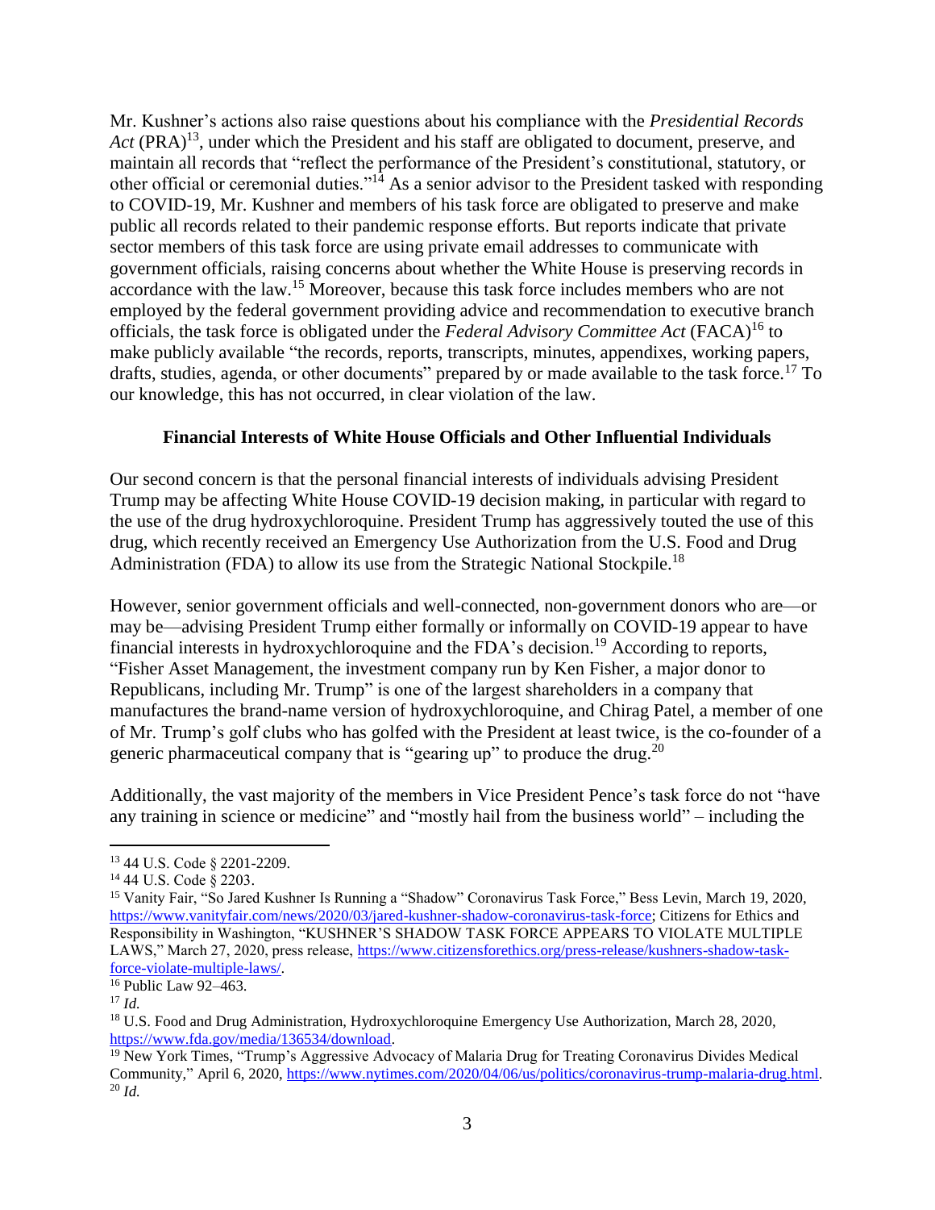Mr. Kushner's actions also raise questions about his compliance with the *Presidential Records Act* (PRA)[13], under which the President and his staff are obligated to document, preserve, and maintain all records that "reflect the performance of the President's constitutional, statutory, or other official or ceremonial duties."[14] As a senior advisor to the President tasked with responding to COVID-19, Mr. Kushner and members of his task force are obligated to preserve and make public all records related to their pandemic response efforts. But reports indicate that private sector members of this task force are using private email addresses to communicate with government officials, raising concerns about whether the White House is preserving records in accordance with the law.[15] Moreover, because this task force includes members who are not employed by the federal government providing advice and recommendation to executive branch officials, the task force is obligated under the *Federal Advisory Committee Act* (FACA)[16] to make publicly available "the records, reports, transcripts, minutes, appendixes, working papers, drafts, studies, agenda, or other documents" prepared by or made available to the task force.[17] To our knowledge, this has not occurred, in clear violation of the law.

**Financial Interests of White House Officials and Other Influential Individuals**

Our second concern is that the personal financial interests of individuals advising President Trump may be affecting White House COVID-19 decision making, in particular with regard to the use of the drug hydroxychloroquine. President Trump has aggressively touted the use of this drug, which recently received an Emergency Use Authorization from the U.S. Food and Drug Administration (FDA) to allow its use from the Strategic National Stockpile.[18]

However, senior government officials and well-connected, non-government donors who are—or may be—advising President Trump either formally or informally on COVID-19 appear to have financial interests in hydroxychloroquine and the FDA's decision.[19] According to reports, "Fisher Asset Management, the investment company run by Ken Fisher, a major donor to Republicans, including Mr. Trump" is one of the largest shareholders in a company that manufactures the brand-name version of hydroxychloroquine, and Chirag Patel, a member of one of Mr. Trump's golf clubs who has golfed with the President at least twice, is the co-founder of a generic pharmaceutical company that is "gearing up" to produce the drug.[20]

Additionally, the vast majority of the members in Vice President Pence's task force do not "have any training in science or medicine" and "mostly hail from the business world" – including the

---

[13] 44 U.S. Code § 2201-2209.

[14] 44 U.S. Code § 2203.

[15] Vanity Fair, "So Jared Kushner Is Running a "Shadow" Coronavirus Task Force," Bess Levin, March 19, 2020, https://www.vanityfair.com/news/2020/03/jared-kushner-shadow-coronavirus-task-force; Citizens for Ethics and Responsibility in Washington, "KUSHNER'S SHADOW TASK FORCE APPEARS TO VIOLATE MULTIPLE LAWS," March 27, 2020, press release, https://www.citizensforethics.org/press-release/kushners-shadow-task-force-violate-multiple-laws/.

[16] Public Law 92–463.

[17] *Id.*

[18] U.S. Food and Drug Administration, Hydroxychloroquine Emergency Use Authorization, March 28, 2020, https://www.fda.gov/media/136534/download.

[19] New York Times, "Trump's Aggressive Advocacy of Malaria Drug for Treating Coronavirus Divides Medical Community," April 6, 2020, https://www.nytimes.com/2020/04/06/us/politics/coronavirus-trump-malaria-drug.html.

[20] *Id.*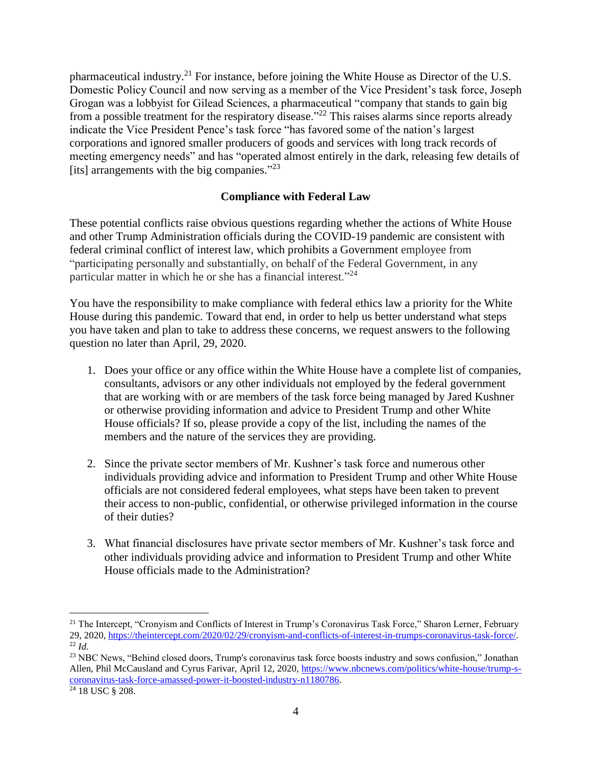pharmaceutical industry.[21] For instance, before joining the White House as Director of the U.S. Domestic Policy Council and now serving as a member of the Vice President's task force, Joseph Grogan was a lobbyist for Gilead Sciences, a pharmaceutical "company that stands to gain big from a possible treatment for the respiratory disease."[22] This raises alarms since reports already indicate the Vice President Pence's task force "has favored some of the nation's largest corporations and ignored smaller producers of goods and services with long track records of meeting emergency needs" and has "operated almost entirely in the dark, releasing few details of [its] arrangements with the big companies."[23]

**Compliance with Federal Law**

These potential conflicts raise obvious questions regarding whether the actions of White House and other Trump Administration officials during the COVID-19 pandemic are consistent with federal criminal conflict of interest law, which prohibits a Government employee from "participating personally and substantially, on behalf of the Federal Government, in any particular matter in which he or she has a financial interest."[24]

You have the responsibility to make compliance with federal ethics law a priority for the White House during this pandemic. Toward that end, in order to help us better understand what steps you have taken and plan to take to address these concerns, we request answers to the following question no later than April, 29, 2020.

1. Does your office or any office within the White House have a complete list of companies, consultants, advisors or any other individuals not employed by the federal government that are working with or are members of the task force being managed by Jared Kushner or otherwise providing information and advice to President Trump and other White House officials? If so, please provide a copy of the list, including the names of the members and the nature of the services they are providing.

2. Since the private sector members of Mr. Kushner's task force and numerous other individuals providing advice and information to President Trump and other White House officials are not considered federal employees, what steps have been taken to prevent their access to non-public, confidential, or otherwise privileged information in the course of their duties?

3. What financial disclosures have private sector members of Mr. Kushner's task force and other individuals providing advice and information to President Trump and other White House officials made to the Administration?

---

[21] The Intercept, "Cronyism and Conflicts of Interest in Trump's Coronavirus Task Force," Sharon Lerner, February 29, 2020, https://theintercept.com/2020/02/29/cronyism-and-conflicts-of-interest-in-trumps-coronavirus-task-force/.

[22] *Id.*

[23] NBC News, "Behind closed doors, Trump's coronavirus task force boosts industry and sows confusion," Jonathan Allen, Phil McCausland and Cyrus Farivar, April 12, 2020, https://www.nbcnews.com/politics/white-house/trump-s-coronavirus-task-force-amassed-power-it-boosted-industry-n1180786.

[24] 18 USC § 208.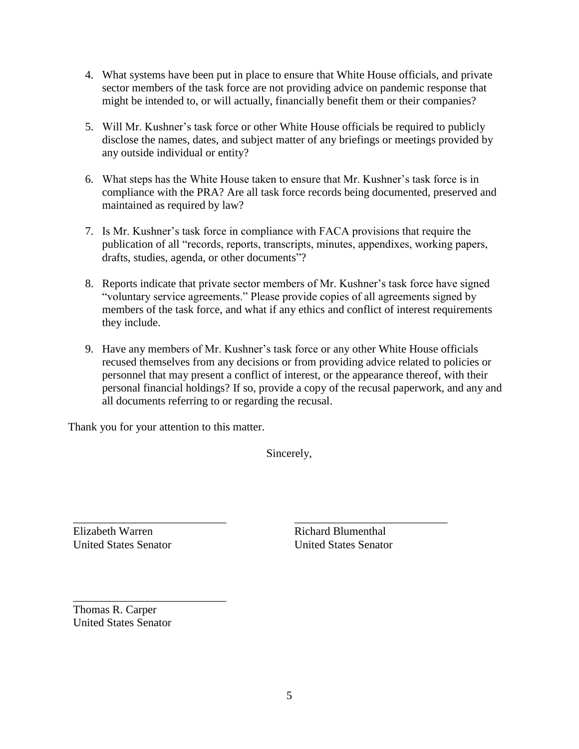4. What systems have been put in place to ensure that White House officials, and private sector members of the task force are not providing advice on pandemic response that might be intended to, or will actually, financially benefit them or their companies?

5. Will Mr. Kushner's task force or other White House officials be required to publicly disclose the names, dates, and subject matter of any briefings or meetings provided by any outside individual or entity?

6. What steps has the White House taken to ensure that Mr. Kushner's task force is in compliance with the PRA? Are all task force records being documented, preserved and maintained as required by law?

7. Is Mr. Kushner's task force in compliance with FACA provisions that require the publication of all "records, reports, transcripts, minutes, appendixes, working papers, drafts, studies, agenda, or other documents"?

8. Reports indicate that private sector members of Mr. Kushner's task force have signed "voluntary service agreements." Please provide copies of all agreements signed by members of the task force, and what if any ethics and conflict of interest requirements they include.

9. Have any members of Mr. Kushner's task force or any other White House officials recused themselves from any decisions or from providing advice related to policies or personnel that may present a conflict of interest, or the appearance thereof, with their personal financial holdings? If so, provide a copy of the recusal paperwork, and any and all documents referring to or regarding the recusal.

Thank you for your attention to this matter.

Sincerely,

\_\_\_\_\_\_\_\_\_\_\_\_\_\_\_\_\_\_\_\_\_\_\_\_\_\_\_
Elizabeth Warren
United States Senator

\_\_\_\_\_\_\_\_\_\_\_\_\_\_\_\_\_\_\_\_\_\_\_\_\_\_\_
Richard Blumenthal
United States Senator

\_\_\_\_\_\_\_\_\_\_\_\_\_\_\_\_\_\_\_\_\_\_\_\_\_\_\_
Thomas R. Carper
United States Senator